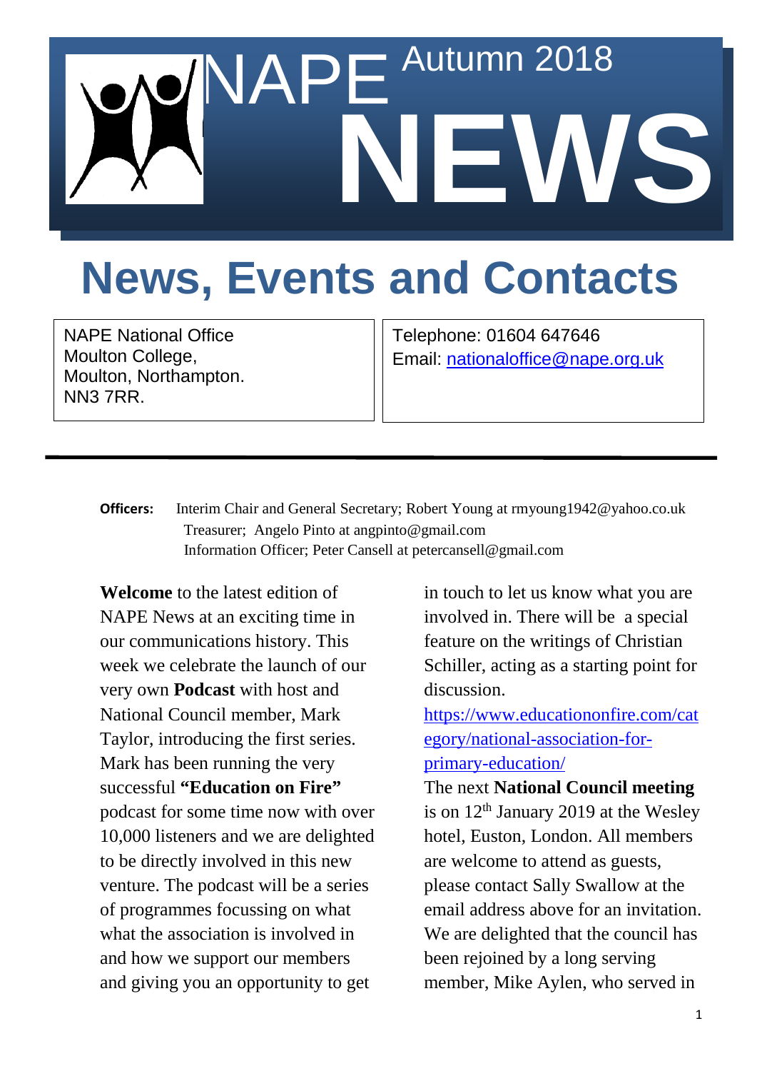# NAPE Autumn 2018 NEWS

## News, Events and Contacts

| NAPE National Office<br>Moulton College,<br>Moulton, Northampton.<br>NN3 7RR. | Telephone: 01604 647646<br>Email: nationaloffice@nape.org.uk |
|---|---|

---

**Officers:** Interim Chair and General Secretary; Robert Young at rmyoung1942@yahoo.co.uk
Treasurer; Angelo Pinto at angpinto@gmail.com
Information Officer; Peter Cansell at petercansell@gmail.com

**Welcome** to the latest edition of NAPE News at an exciting time in our communications history. This week we celebrate the launch of our very own **Podcast** with host and National Council member, Mark Taylor, introducing the first series. Mark has been running the very successful **"Education on Fire"** podcast for some time now with over 10,000 listeners and we are delighted to be directly involved in this new venture. The podcast will be a series of programmes focussing on what what the association is involved in and how we support our members and giving you an opportunity to get in touch to let us know what you are involved in. There will be a special feature on the writings of Christian Schiller, acting as a starting point for discussion.

https://www.educationonfire.com/category/national-association-for-primary-education/

The next **National Council meeting** is on 12th January 2019 at the Wesley hotel, Euston, London. All members are welcome to attend as guests, please contact Sally Swallow at the email address above for an invitation. We are delighted that the council has been rejoined by a long serving member, Mike Aylen, who served in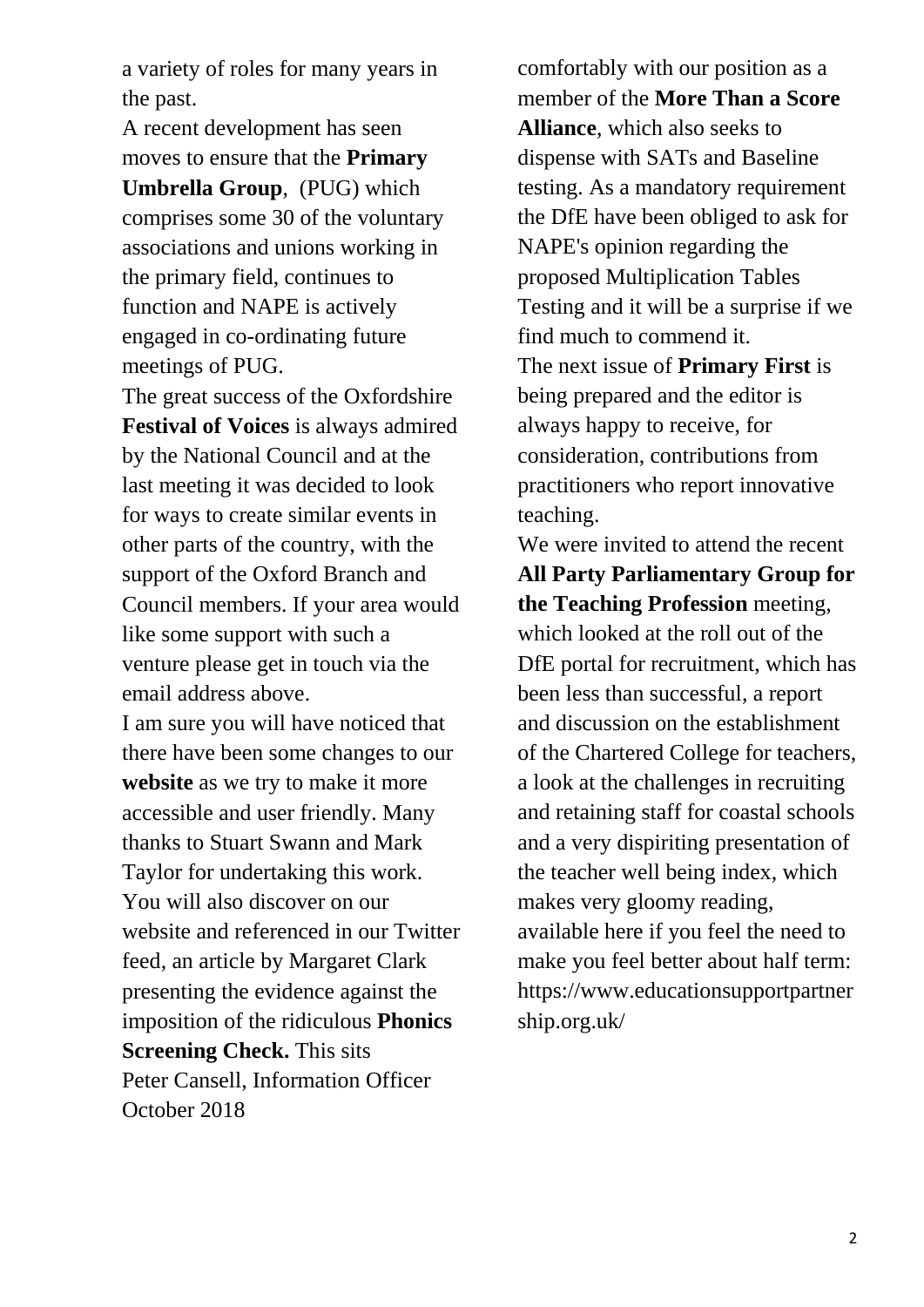a variety of roles for many years in the past.

A recent development has seen moves to ensure that the **Primary Umbrella Group**, (PUG) which comprises some 30 of the voluntary associations and unions working in the primary field, continues to function and NAPE is actively engaged in co-ordinating future meetings of PUG.

The great success of the Oxfordshire **Festival of Voices** is always admired by the National Council and at the last meeting it was decided to look for ways to create similar events in other parts of the country, with the support of the Oxford Branch and Council members. If your area would like some support with such a venture please get in touch via the email address above.

I am sure you will have noticed that there have been some changes to our **website** as we try to make it more accessible and user friendly. Many thanks to Stuart Swann and Mark Taylor for undertaking this work.

You will also discover on our website and referenced in our Twitter feed, an article by Margaret Clark presenting the evidence against the imposition of the ridiculous **Phonics Screening Check.** This sits comfortably with our position as a member of the **More Than a Score Alliance**, which also seeks to dispense with SATs and Baseline testing. As a mandatory requirement the DfE have been obliged to ask for NAPE's opinion regarding the proposed Multiplication Tables Testing and it will be a surprise if we find much to commend it.

The next issue of **Primary First** is being prepared and the editor is always happy to receive, for consideration, contributions from practitioners who report innovative teaching.

We were invited to attend the recent **All Party Parliamentary Group for the Teaching Profession** meeting, which looked at the roll out of the DfE portal for recruitment, which has been less than successful, a report and discussion on the establishment of the Chartered College for teachers, a look at the challenges in recruiting and retaining staff for coastal schools and a very dispiriting presentation of the teacher well being index, which makes very gloomy reading, available here if you feel the need to make you feel better about half term: https://www.educationsupportpartnership.org.uk/

Peter Cansell, Information Officer
October 2018